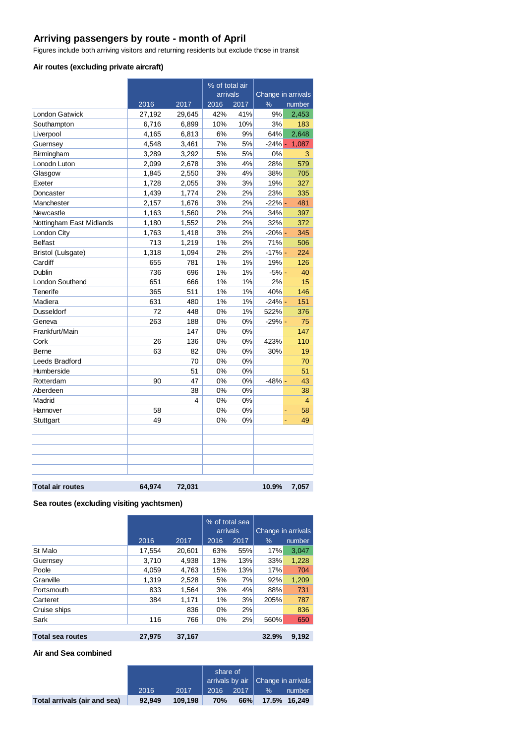# Arriving passengers by route - month of April

Figures include both arriving visitors and returning residents but exclude those in transit

### Air routes (excluding private aircraft)

| | | | % of total air arrivals | | Change in arrivals | |
|---|---|---|---|---|---|---|
| | 2016 | 2017 | 2016 | 2017 | % | number |
| London Gatwick | 27,192 | 29,645 | 42% | 41% | 9% | 2,453 |
| Southampton | 6,716 | 6,899 | 10% | 10% | 3% | 183 |
| Liverpool | 4,165 | 6,813 | 6% | 9% | 64% | 2,648 |
| Guernsey | 4,548 | 3,461 | 7% | 5% | -24% | -1,087 |
| Birmingham | 3,289 | 3,292 | 5% | 5% | 0% | 3 |
| Lonodn Luton | 2,099 | 2,678 | 3% | 4% | 28% | 579 |
| Glasgow | 1,845 | 2,550 | 3% | 4% | 38% | 705 |
| Exeter | 1,728 | 2,055 | 3% | 3% | 19% | 327 |
| Doncaster | 1,439 | 1,774 | 2% | 2% | 23% | 335 |
| Manchester | 2,157 | 1,676 | 3% | 2% | -22% | -481 |
| Newcastle | 1,163 | 1,560 | 2% | 2% | 34% | 397 |
| Nottingham East Midlands | 1,180 | 1,552 | 2% | 2% | 32% | 372 |
| London City | 1,763 | 1,418 | 3% | 2% | -20% | -345 |
| Belfast | 713 | 1,219 | 1% | 2% | 71% | 506 |
| Bristol (Lulsgate) | 1,318 | 1,094 | 2% | 2% | -17% | -224 |
| Cardiff | 655 | 781 | 1% | 1% | 19% | 126 |
| Dublin | 736 | 696 | 1% | 1% | -5% | -40 |
| London Southend | 651 | 666 | 1% | 1% | 2% | 15 |
| Tenerife | 365 | 511 | 1% | 1% | 40% | 146 |
| Madiera | 631 | 480 | 1% | 1% | -24% | -151 |
| Dusseldorf | 72 | 448 | 0% | 1% | 522% | 376 |
| Geneva | 263 | 188 | 0% | 0% | -29% | -75 |
| Frankfurt/Main | | 147 | 0% | 0% | | 147 |
| Cork | 26 | 136 | 0% | 0% | 423% | 110 |
| Berne | 63 | 82 | 0% | 0% | 30% | 19 |
| Leeds Bradford | | 70 | 0% | 0% | | 70 |
| Humberside | | 51 | 0% | 0% | | 51 |
| Rotterdam | 90 | 47 | 0% | 0% | -48% | -43 |
| Aberdeen | | 38 | 0% | 0% | | 38 |
| Madrid | | 4 | 0% | 0% | | 4 |
| Hannover | 58 | | 0% | 0% | | -58 |
| Stuttgart | 49 | | 0% | 0% | | -49 |
| **Total air routes** | **64,974** | **72,031** | | | **10.9%** | **7,057** |

### Sea routes (excluding visiting yachtsmen)

| | | | % of total sea arrivals | | Change in arrivals | |
|---|---|---|---|---|---|---|
| | 2016 | 2017 | 2016 | 2017 | % | number |
| St Malo | 17,554 | 20,601 | 63% | 55% | 17% | 3,047 |
| Guernsey | 3,710 | 4,938 | 13% | 13% | 33% | 1,228 |
| Poole | 4,059 | 4,763 | 15% | 13% | 17% | 704 |
| Granville | 1,319 | 2,528 | 5% | 7% | 92% | 1,209 |
| Portsmouth | 833 | 1,564 | 3% | 4% | 88% | 731 |
| Carteret | 384 | 1,171 | 1% | 3% | 205% | 787 |
| Cruise ships | | 836 | 0% | 2% | | 836 |
| Sark | 116 | 766 | 0% | 2% | 560% | 650 |
| **Total sea routes** | **27,975** | **37,167** | | | **32.9%** | **9,192** |

### Air and Sea combined

| | | | share of arrivals by air | | Change in arrivals | |
|---|---|---|---|---|---|---|
| | 2016 | 2017 | 2016 | 2017 | % | number |
| **Total arrivals (air and sea)** | **92,949** | **109,198** | **70%** | **66%** | **17.5%** | **16,249** |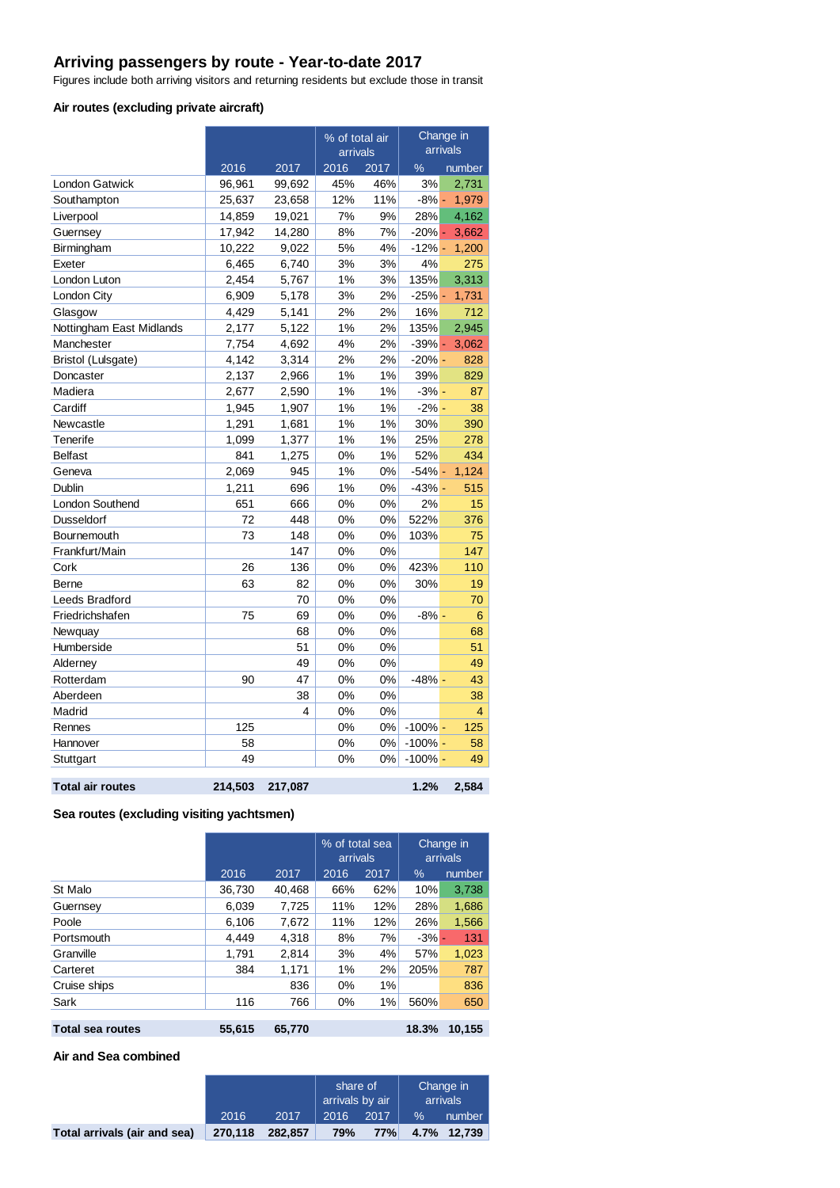## Arriving passengers by route - Year-to-date 2017

Figures include both arriving visitors and returning residents but exclude those in transit

### Air routes (excluding private aircraft)

| | | | % of total air arrivals | | Change in arrivals | |
|---|---|---|---|---|---|---|
| | 2016 | 2017 | 2016 | 2017 | % | number |
| London Gatwick | 96,961 | 99,692 | 45% | 46% | 3% | 2,731 |
| Southampton | 25,637 | 23,658 | 12% | 11% | -8% | - 1,979 |
| Liverpool | 14,859 | 19,021 | 7% | 9% | 28% | 4,162 |
| Guernsey | 17,942 | 14,280 | 8% | 7% | -20% | - 3,662 |
| Birmingham | 10,222 | 9,022 | 5% | 4% | -12% | - 1,200 |
| Exeter | 6,465 | 6,740 | 3% | 3% | 4% | 275 |
| London Luton | 2,454 | 5,767 | 1% | 3% | 135% | 3,313 |
| London City | 6,909 | 5,178 | 3% | 2% | -25% | - 1,731 |
| Glasgow | 4,429 | 5,141 | 2% | 2% | 16% | 712 |
| Nottingham East Midlands | 2,177 | 5,122 | 1% | 2% | 135% | 2,945 |
| Manchester | 7,754 | 4,692 | 4% | 2% | -39% | - 3,062 |
| Bristol (Lulsgate) | 4,142 | 3,314 | 2% | 2% | -20% | - 828 |
| Doncaster | 2,137 | 2,966 | 1% | 1% | 39% | 829 |
| Madiera | 2,677 | 2,590 | 1% | 1% | -3% | - 87 |
| Cardiff | 1,945 | 1,907 | 1% | 1% | -2% | - 38 |
| Newcastle | 1,291 | 1,681 | 1% | 1% | 30% | 390 |
| Tenerife | 1,099 | 1,377 | 1% | 1% | 25% | 278 |
| Belfast | 841 | 1,275 | 0% | 1% | 52% | 434 |
| Geneva | 2,069 | 945 | 1% | 0% | -54% | - 1,124 |
| Dublin | 1,211 | 696 | 1% | 0% | -43% | - 515 |
| London Southend | 651 | 666 | 0% | 0% | 2% | 15 |
| Dusseldorf | 72 | 448 | 0% | 0% | 522% | 376 |
| Bournemouth | 73 | 148 | 0% | 0% | 103% | 75 |
| Frankfurt/Main | | 147 | 0% | 0% | | 147 |
| Cork | 26 | 136 | 0% | 0% | 423% | 110 |
| Berne | 63 | 82 | 0% | 0% | 30% | 19 |
| Leeds Bradford | | 70 | 0% | 0% | | 70 |
| Friedrichshafen | 75 | 69 | 0% | 0% | -8% | - 6 |
| Newquay | | 68 | 0% | 0% | | 68 |
| Humberside | | 51 | 0% | 0% | | 51 |
| Alderney | | 49 | 0% | 0% | | 49 |
| Rotterdam | 90 | 47 | 0% | 0% | -48% | - 43 |
| Aberdeen | | 38 | 0% | 0% | | 38 |
| Madrid | | 4 | 0% | 0% | | 4 |
| Rennes | 125 | | 0% | 0% | -100% | - 125 |
| Hannover | 58 | | 0% | 0% | -100% | - 58 |
| Stuttgart | 49 | | 0% | 0% | -100% | - 49 |
| **Total air routes** | **214,503** | **217,087** | | | **1.2%** | **2,584** |

### Sea routes (excluding visiting yachtsmen)

| | | | % of total sea arrivals | | Change in arrivals | |
|---|---|---|---|---|---|---|
| | 2016 | 2017 | 2016 | 2017 | % | number |
| St Malo | 36,730 | 40,468 | 66% | 62% | 10% | 3,738 |
| Guernsey | 6,039 | 7,725 | 11% | 12% | 28% | 1,686 |
| Poole | 6,106 | 7,672 | 11% | 12% | 26% | 1,566 |
| Portsmouth | 4,449 | 4,318 | 8% | 7% | -3% | - 131 |
| Granville | 1,791 | 2,814 | 3% | 4% | 57% | 1,023 |
| Carteret | 384 | 1,171 | 1% | 2% | 205% | 787 |
| Cruise ships | | 836 | 0% | 1% | | 836 |
| Sark | 116 | 766 | 0% | 1% | 560% | 650 |
| **Total sea routes** | **55,615** | **65,770** | | | **18.3%** | **10,155** |

### Air and Sea combined

| | | | share of arrivals by air | | Change in arrivals | |
|---|---|---|---|---|---|---|
| | 2016 | 2017 | 2016 | 2017 | % | number |
| **Total arrivals (air and sea)** | **270,118** | **282,857** | **79%** | **77%** | **4.7%** | **12,739** |